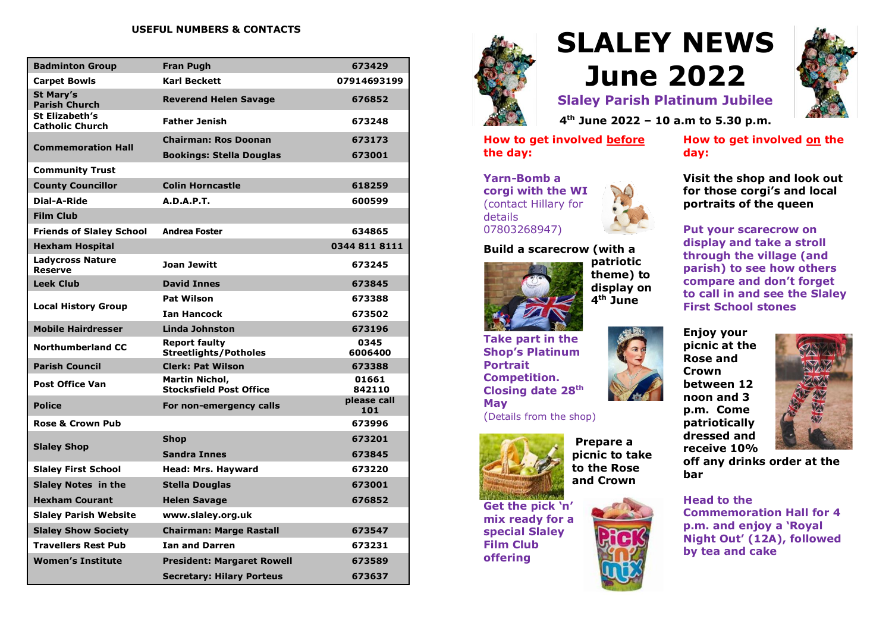**USEFUL NUMBERS & CONTACTS**

| | | |
|---|---|---|
| **Badminton Group** | **Fran Pugh** | **673429** |
| **Carpet Bowls** | **Karl Beckett** | **07914693199** |
| **St Mary's Parish Church** | **Reverend Helen Savage** | **676852** |
| **St Elizabeth's Catholic Church** | **Father Jenish** | **673248** |
| **Commemoration Hall** | **Chairman: Ros Doonan** | **673173** |
| | **Bookings: Stella Douglas** | **673001** |
| **Community Trust** | | |
| **County Councillor** | **Colin Horncastle** | **618259** |
| **Dial-A-Ride** | **A.D.A.P.T.** | **600599** |
| **Film Club** | | |
| **Friends of Slaley School** | **Andrea Foster** | **634865** |
| **Hexham Hospital** | | **0344 811 8111** |
| **Ladycross Nature Reserve** | **Joan Jewitt** | **673245** |
| **Leek Club** | **David Innes** | **673845** |
| **Local History Group** | **Pat Wilson** | **673388** |
| | **Ian Hancock** | **673502** |
| **Mobile Hairdresser** | **Linda Johnston** | **673196** |
| **Northumberland CC** | **Report faulty Streetlights/Potholes** | **0345 6006400** |
| **Parish Council** | **Clerk: Pat Wilson** | **673388** |
| **Post Office Van** | **Martin Nichol, Stocksfield Post Office** | **01661 842110** |
| **Police** | **For non-emergency calls** | **please call 101** |
| **Rose & Crown Pub** | | **673996** |
| **Slaley Shop** | **Shop** | **673201** |
| | **Sandra Innes** | **673845** |
| **Slaley First School** | **Head: Mrs. Hayward** | **673220** |
| **Slaley Notes in the** | **Stella Douglas** | **673001** |
| **Hexham Courant** | **Helen Savage** | **676852** |
| **Slaley Parish Website** | **www.slaley.org.uk** | |
| **Slaley Show Society** | **Chairman: Marge Rastall** | **673547** |
| **Travellers Rest Pub** | **Ian and Darren** | **673231** |
| **Women's Institute** | **President: Margaret Rowell** | **673589** |
| | **Secretary: Hilary Porteus** | **673637** |

# SLALEY NEWS June 2022

## Slaley Parish Platinum Jubilee

**4th June 2022 – 10 a.m to 5.30 p.m.**

### How to get involved before the day:

**Yarn-Bomb a corgi with the WI** (contact Hillary for details 07803268947)

**Build a scarecrow (with a patriotic theme) to display on 4th June**

**Take part in the Shop's Platinum Portrait Competition. Closing date 28th May**
(Details from the shop)

**Prepare a picnic to take to the Rose and Crown**

**Get the pick 'n' mix ready for a special Slaley Film Club offering**

### How to get involved on the day:

**Visit the shop and look out for those corgi's and local portraits of the queen**

**Put your scarecrow on display and take a stroll through the village (and parish) to see how others compare and don't forget to call in and see the Slaley First School stones**

**Enjoy your picnic at the Rose and Crown between 12 noon and 3 p.m. Come patriotically dressed and receive 10% off any drinks order at the bar**

**Head to the Commemoration Hall for 4 p.m. and enjoy a 'Royal Night Out' (12A), followed by tea and cake**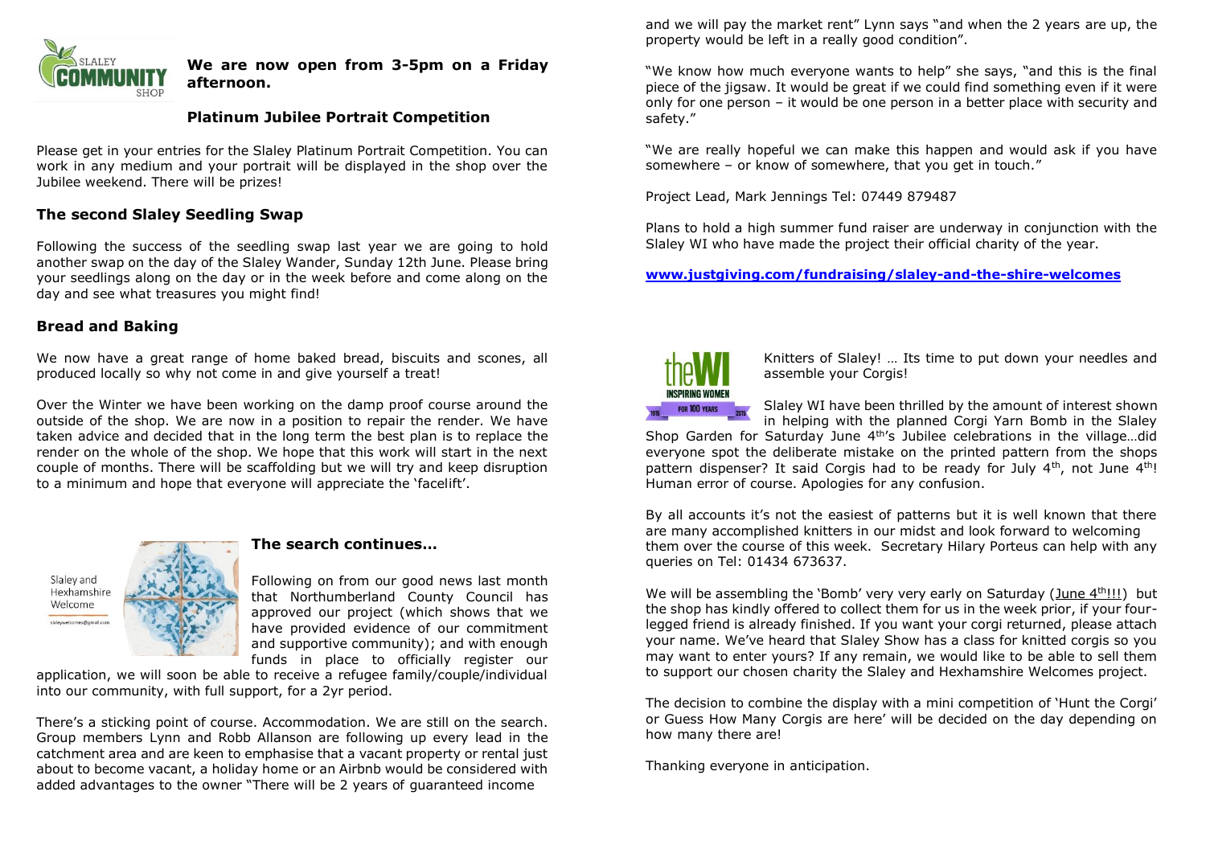**We are now open from 3-5pm on a Friday afternoon.**

## Platinum Jubilee Portrait Competition

Please get in your entries for the Slaley Platinum Portrait Competition. You can work in any medium and your portrait will be displayed in the shop over the Jubilee weekend. There will be prizes!

## The second Slaley Seedling Swap

Following the success of the seedling swap last year we are going to hold another swap on the day of the Slaley Wander, Sunday 12th June. Please bring your seedlings along on the day or in the week before and come along on the day and see what treasures you might find!

## Bread and Baking

We now have a great range of home baked bread, biscuits and scones, all produced locally so why not come in and give yourself a treat!

Over the Winter we have been working on the damp proof course around the outside of the shop. We are now in a position to repair the render. We have taken advice and decided that in the long term the best plan is to replace the render on the whole of the shop. We hope that this work will start in the next couple of months. There will be scaffolding but we will try and keep disruption to a minimum and hope that everyone will appreciate the 'facelift'.

## The search continues…

Following on from our good news last month that Northumberland County Council has approved our project (which shows that we have provided evidence of our commitment and supportive community); and with enough funds in place to officially register our application, we will soon be able to receive a refugee family/couple/individual into our community, with full support, for a 2yr period.

There's a sticking point of course. Accommodation. We are still on the search. Group members Lynn and Robb Allanson are following up every lead in the catchment area and are keen to emphasise that a vacant property or rental just about to become vacant, a holiday home or an Airbnb would be considered with added advantages to the owner "There will be 2 years of guaranteed income and we will pay the market rent" Lynn says "and when the 2 years are up, the property would be left in a really good condition".

"We know how much everyone wants to help" she says, "and this is the final piece of the jigsaw. It would be great if we could find something even if it were only for one person – it would be one person in a better place with security and safety."

"We are really hopeful we can make this happen and would ask if you have somewhere – or know of somewhere, that you get in touch."

Project Lead, Mark Jennings Tel: 07449 879487

Plans to hold a high summer fund raiser are underway in conjunction with the Slaley WI who have made the project their official charity of the year.

**www.justgiving.com/fundraising/slaley-and-the-shire-welcomes**

Knitters of Slaley! … Its time to put down your needles and assemble your Corgis!

Slaley WI have been thrilled by the amount of interest shown in helping with the planned Corgi Yarn Bomb in the Slaley Shop Garden for Saturday June 4th's Jubilee celebrations in the village…did everyone spot the deliberate mistake on the printed pattern from the shops pattern dispenser? It said Corgis had to be ready for July 4th, not June 4th! Human error of course. Apologies for any confusion.

By all accounts it's not the easiest of patterns but it is well known that there are many accomplished knitters in our midst and look forward to welcoming them over the course of this week. Secretary Hilary Porteus can help with any queries on Tel: 01434 673637.

We will be assembling the 'Bomb' very very early on Saturday (June 4th!!!) but the shop has kindly offered to collect them for us in the week prior, if your four-legged friend is already finished. If you want your corgi returned, please attach your name. We've heard that Slaley Show has a class for knitted corgis so you may want to enter yours? If any remain, we would like to be able to sell them to support our chosen charity the Slaley and Hexhamshire Welcomes project.

The decision to combine the display with a mini competition of 'Hunt the Corgi' or Guess How Many Corgis are here' will be decided on the day depending on how many there are!

Thanking everyone in anticipation.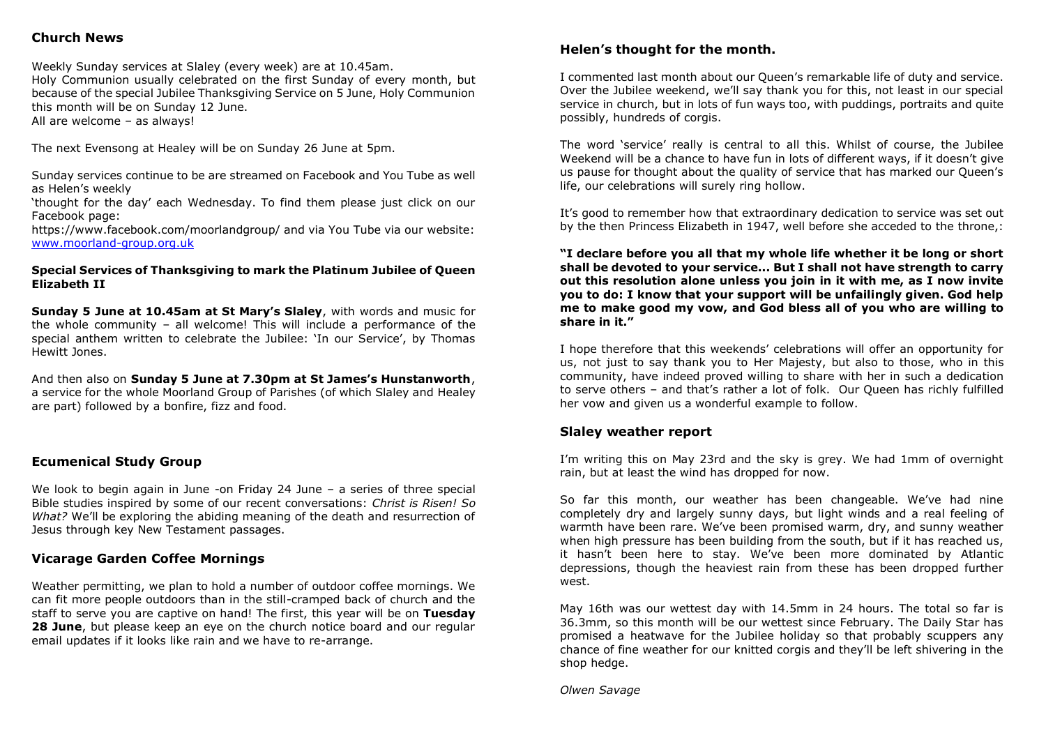## Church News

Weekly Sunday services at Slaley (every week) are at 10.45am.
Holy Communion usually celebrated on the first Sunday of every month, but because of the special Jubilee Thanksgiving Service on 5 June, Holy Communion this month will be on Sunday 12 June.
All are welcome – as always!

The next Evensong at Healey will be on Sunday 26 June at 5pm.

Sunday services continue to be are streamed on Facebook and You Tube as well as Helen's weekly
'thought for the day' each Wednesday. To find them please just click on our Facebook page:
https://www.facebook.com/moorlandgroup/ and via You Tube via our website: [www.moorland-group.org.uk](http://www.moorland-group.org.uk)

**Special Services of Thanksgiving to mark the Platinum Jubilee of Queen Elizabeth II**

**Sunday 5 June at 10.45am at St Mary's Slaley**, with words and music for the whole community – all welcome! This will include a performance of the special anthem written to celebrate the Jubilee: 'In our Service', by Thomas Hewitt Jones.

And then also on **Sunday 5 June at 7.30pm at St James's Hunstanworth**, a service for the whole Moorland Group of Parishes (of which Slaley and Healey are part) followed by a bonfire, fizz and food.

## Ecumenical Study Group

We look to begin again in June -on Friday 24 June – a series of three special Bible studies inspired by some of our recent conversations: *Christ is Risen! So What?* We'll be exploring the abiding meaning of the death and resurrection of Jesus through key New Testament passages.

## Vicarage Garden Coffee Mornings

Weather permitting, we plan to hold a number of outdoor coffee mornings. We can fit more people outdoors than in the still-cramped back of church and the staff to serve you are captive on hand! The first, this year will be on **Tuesday 28 June**, but please keep an eye on the church notice board and our regular email updates if it looks like rain and we have to re-arrange.

## Helen's thought for the month.

I commented last month about our Queen's remarkable life of duty and service. Over the Jubilee weekend, we'll say thank you for this, not least in our special service in church, but in lots of fun ways too, with puddings, portraits and quite possibly, hundreds of corgis.

The word 'service' really is central to all this. Whilst of course, the Jubilee Weekend will be a chance to have fun in lots of different ways, if it doesn't give us pause for thought about the quality of service that has marked our Queen's life, our celebrations will surely ring hollow.

It's good to remember how that extraordinary dedication to service was set out by the then Princess Elizabeth in 1947, well before she acceded to the throne,:

**"I declare before you all that my whole life whether it be long or short shall be devoted to your service... But I shall not have strength to carry out this resolution alone unless you join in it with me, as I now invite you to do: I know that your support will be unfailingly given. God help me to make good my vow, and God bless all of you who are willing to share in it."**

I hope therefore that this weekends' celebrations will offer an opportunity for us, not just to say thank you to Her Majesty, but also to those, who in this community, have indeed proved willing to share with her in such a dedication to serve others – and that's rather a lot of folk. Our Queen has richly fulfilled her vow and given us a wonderful example to follow.

## Slaley weather report

I'm writing this on May 23rd and the sky is grey. We had 1mm of overnight rain, but at least the wind has dropped for now.

So far this month, our weather has been changeable. We've had nine completely dry and largely sunny days, but light winds and a real feeling of warmth have been rare. We've been promised warm, dry, and sunny weather when high pressure has been building from the south, but if it has reached us, it hasn't been here to stay. We've been more dominated by Atlantic depressions, though the heaviest rain from these has been dropped further west.

May 16th was our wettest day with 14.5mm in 24 hours. The total so far is 36.3mm, so this month will be our wettest since February. The Daily Star has promised a heatwave for the Jubilee holiday so that probably scuppers any chance of fine weather for our knitted corgis and they'll be left shivering in the shop hedge.

*Olwen Savage*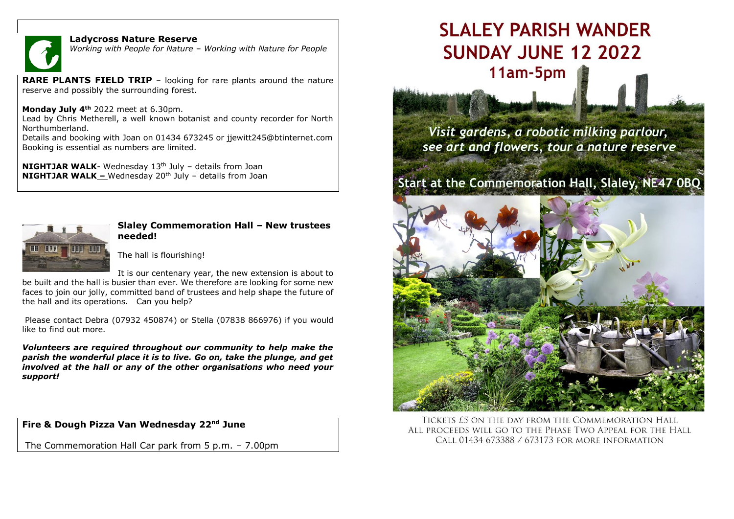## Ladycross Nature Reserve

*Working with People for Nature – Working with Nature for People*

**RARE PLANTS FIELD TRIP** – looking for rare plants around the nature reserve and possibly the surrounding forest.

**Monday July 4th** 2022 meet at 6.30pm.
Lead by Chris Metherell, a well known botanist and county recorder for North Northumberland.
Details and booking with Joan on 01434 673245 or jjewitt245@btinternet.com
Booking is essential as numbers are limited.

**NIGHTJAR WALK**- Wednesday 13th July – details from Joan
**NIGHTJAR WALK –** Wednesday 20th July – details from Joan

## Slaley Commemoration Hall – New trustees needed!

The hall is flourishing!

It is our centenary year, the new extension is about to be built and the hall is busier than ever. We therefore are looking for some new faces to join our jolly, committed band of trustees and help shape the future of the hall and its operations. Can you help?

Please contact Debra (07932 450874) or Stella (07838 866976) if you would like to find out more.

***Volunteers are required throughout our community to help make the parish the wonderful place it is to live. Go on, take the plunge, and get involved at the hall or any of the other organisations who need your support!***

## Fire & Dough Pizza Van Wednesday 22nd June

The Commemoration Hall Car park from 5 p.m. – 7.00pm

# SLALEY PARISH WANDER
# SUNDAY JUNE 12 2022
## 11am-5pm

*Visit gardens, a robotic milking parlour, see art and flowers, tour a nature reserve*

**Start at the Commemoration Hall, Slaley, NE47 0BQ**

TICKETS £5 ON THE DAY FROM THE COMMEMORATION HALL
ALL PROCEEDS WILL GO TO THE PHASE TWO APPEAL FOR THE HALL
CALL 01434 673388 / 673173 FOR MORE INFORMATION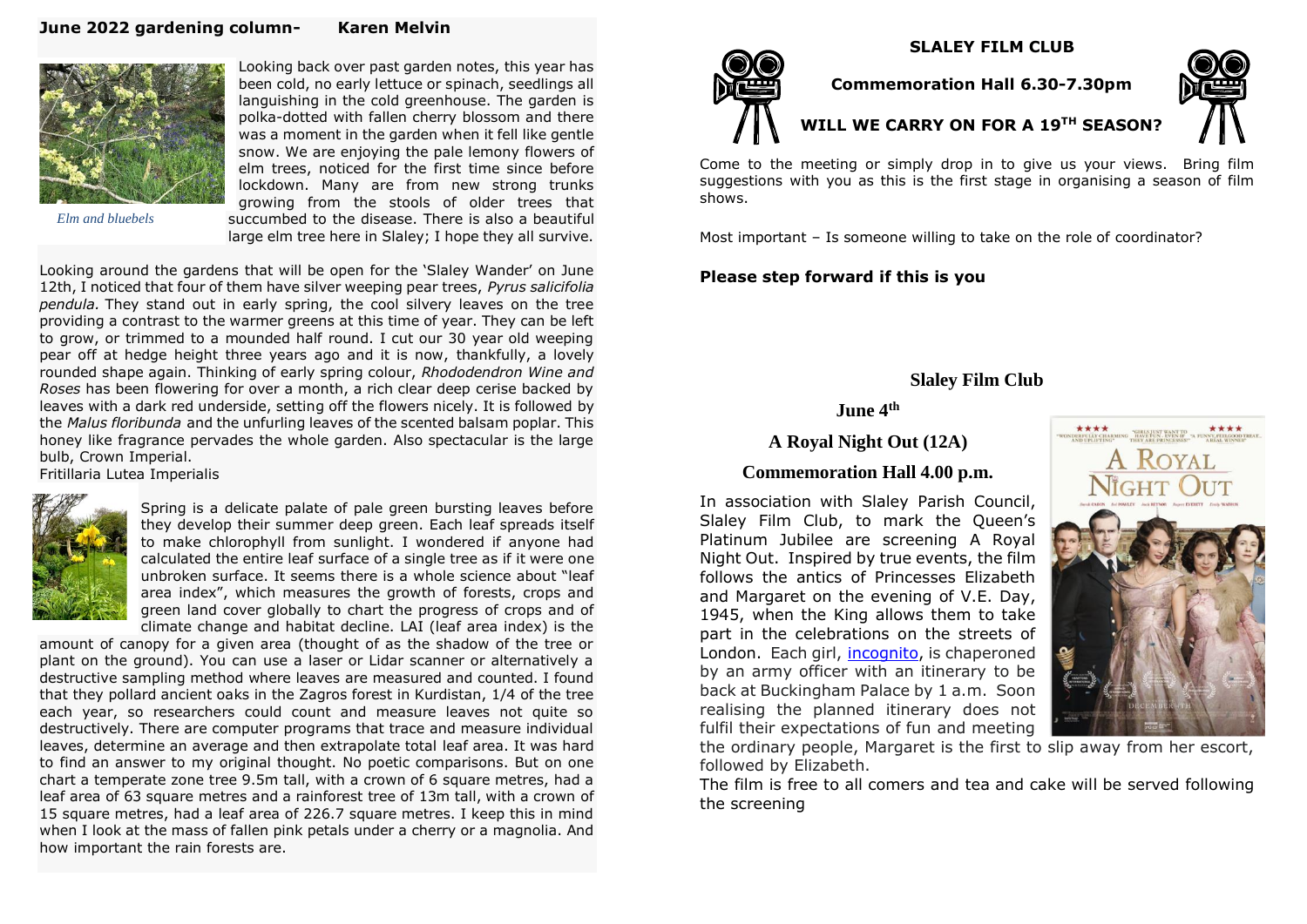**June 2022 gardening column- Karen Melvin**

*Elm and bluebels*

Looking back over past garden notes, this year has been cold, no early lettuce or spinach, seedlings all languishing in the cold greenhouse. The garden is polka-dotted with fallen cherry blossom and there was a moment in the garden when it fell like gentle snow. We are enjoying the pale lemony flowers of elm trees, noticed for the first time since before lockdown. Many are from new strong trunks growing from the stools of older trees that succumbed to the disease. There is also a beautiful large elm tree here in Slaley; I hope they all survive.

Looking around the gardens that will be open for the 'Slaley Wander' on June 12th, I noticed that four of them have silver weeping pear trees, *Pyrus salicifolia pendula.* They stand out in early spring, the cool silvery leaves on the tree providing a contrast to the warmer greens at this time of year. They can be left to grow, or trimmed to a mounded half round. I cut our 30 year old weeping pear off at hedge height three years ago and it is now, thankfully, a lovely rounded shape again. Thinking of early spring colour, *Rhododendron Wine and Roses* has been flowering for over a month, a rich clear deep cerise backed by leaves with a dark red underside, setting off the flowers nicely. It is followed by the *Malus floribunda* and the unfurling leaves of the scented balsam poplar. This honey like fragrance pervades the whole garden. Also spectacular is the large bulb, Crown Imperial.

Fritillaria Lutea Imperialis

Spring is a delicate palate of pale green bursting leaves before they develop their summer deep green. Each leaf spreads itself to make chlorophyll from sunlight. I wondered if anyone had calculated the entire leaf surface of a single tree as if it were one unbroken surface. It seems there is a whole science about "leaf area index", which measures the growth of forests, crops and green land cover globally to chart the progress of crops and of climate change and habitat decline. LAI (leaf area index) is the amount of canopy for a given area (thought of as the shadow of the tree or plant on the ground). You can use a laser or Lidar scanner or alternatively a destructive sampling method where leaves are measured and counted. I found that they pollard ancient oaks in the Zagros forest in Kurdistan, 1/4 of the tree each year, so researchers could count and measure leaves not quite so destructively. There are computer programs that trace and measure individual leaves, determine an average and then extrapolate total leaf area. It was hard to find an answer to my original thought. No poetic comparisons. But on one chart a temperate zone tree 9.5m tall, with a crown of 6 square metres, had a leaf area of 63 square metres and a rainforest tree of 13m tall, with a crown of 15 square metres, had a leaf area of 226.7 square metres. I keep this in mind when I look at the mass of fallen pink petals under a cherry or a magnolia. And how important the rain forests are.

**SLALEY FILM CLUB**

**Commemoration Hall 6.30-7.30pm**

**WILL WE CARRY ON FOR A 19TH SEASON?**

Come to the meeting or simply drop in to give us your views. Bring film suggestions with you as this is the first stage in organising a season of film shows.

Most important – Is someone willing to take on the role of coordinator?

**Please step forward if this is you**

**Slaley Film Club**

**June 4th**

**A Royal Night Out (12A)**

**Commemoration Hall 4.00 p.m.**

In association with Slaley Parish Council, Slaley Film Club, to mark the Queen's Platinum Jubilee are screening A Royal Night Out. Inspired by true events, the film follows the antics of Princesses Elizabeth and Margaret on the evening of V.E. Day, 1945, when the King allows them to take part in the celebrations on the streets of London. Each girl, incognito, is chaperoned by an army officer with an itinerary to be back at Buckingham Palace by 1 a.m. Soon realising the planned itinerary does not fulfil their expectations of fun and meeting the ordinary people, Margaret is the first to slip away from her escort, followed by Elizabeth.

The film is free to all comers and tea and cake will be served following the screening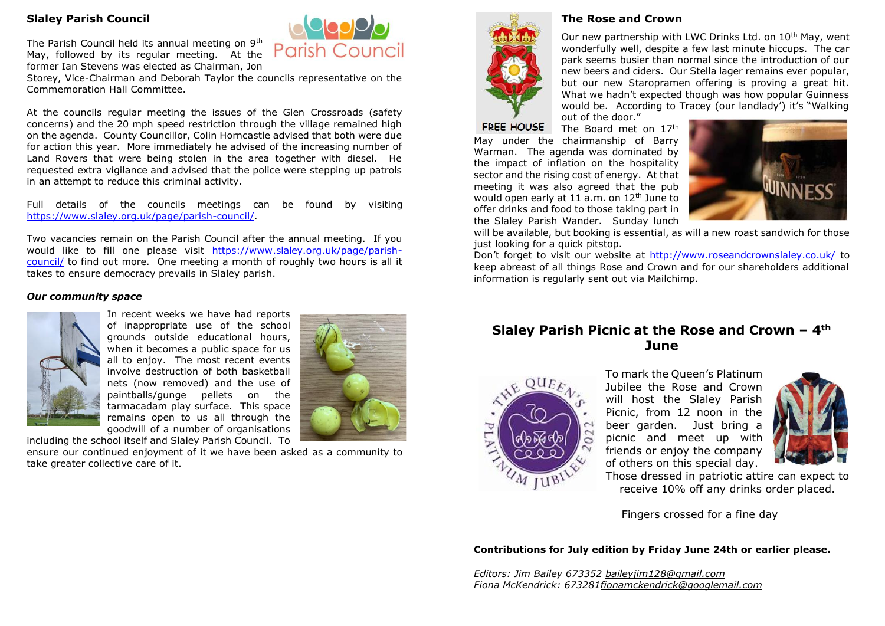## Slaley Parish Council

The Parish Council held its annual meeting on 9th May, followed by its regular meeting. At the former Ian Stevens was elected as Chairman, Jon Storey, Vice-Chairman and Deborah Taylor the councils representative on the Commemoration Hall Committee.

At the councils regular meeting the issues of the Glen Crossroads (safety concerns) and the 20 mph speed restriction through the village remained high on the agenda. County Councillor, Colin Horncastle advised that both were due for action this year. More immediately he advised of the increasing number of Land Rovers that were being stolen in the area together with diesel. He requested extra vigilance and advised that the police were stepping up patrols in an attempt to reduce this criminal activity.

Full details of the councils meetings can be found by visiting https://www.slaley.org.uk/page/parish-council/.

Two vacancies remain on the Parish Council after the annual meeting. If you would like to fill one please visit https://www.slaley.org.uk/page/parish-council/ to find out more. One meeting a month of roughly two hours is all it takes to ensure democracy prevails in Slaley parish.

### *Our community space*

In recent weeks we have had reports of inappropriate use of the school grounds outside educational hours, when it becomes a public space for us all to enjoy. The most recent events involve destruction of both basketball nets (now removed) and the use of paintballs/gunge pellets on the tarmacadam play surface. This space remains open to us all through the goodwill of a number of organisations including the school itself and Slaley Parish Council. To ensure our continued enjoyment of it we have been asked as a community to take greater collective care of it.

## The Rose and Crown

Our new partnership with LWC Drinks Ltd. on 10th May, went wonderfully well, despite a few last minute hiccups. The car park seems busier than normal since the introduction of our new beers and ciders. Our Stella lager remains ever popular, but our new Staropramen offering is proving a great hit. What we hadn't expected though was how popular Guinness would be. According to Tracey (our landlady') it's "Walking out of the door."

The Board met on 17th May under the chairmanship of Barry Warman. The agenda was dominated by the impact of inflation on the hospitality sector and the rising cost of energy. At that meeting it was also agreed that the pub would open early at 11 a.m. on 12th June to offer drinks and food to those taking part in the Slaley Parish Wander. Sunday lunch will be available, but booking is essential, as will a new roast sandwich for those just looking for a quick pitstop.

Don't forget to visit our website at http://www.roseandcrownslaley.co.uk/ to keep abreast of all things Rose and Crown and for our shareholders additional information is regularly sent out via Mailchimp.

## Slaley Parish Picnic at the Rose and Crown – 4th June

To mark the Queen's Platinum Jubilee the Rose and Crown will host the Slaley Parish Picnic, from 12 noon in the beer garden. Just bring a picnic and meet up with friends or enjoy the company of others on this special day.

Those dressed in patriotic attire can expect to receive 10% off any drinks order placed.

Fingers crossed for a fine day

**Contributions for July edition by Friday June 24th or earlier please.**

*Editors: Jim Bailey 673352 baileyjim128@gmail.com*
*Fiona McKendrick: 673281fionamckendrick@googlemail.com*